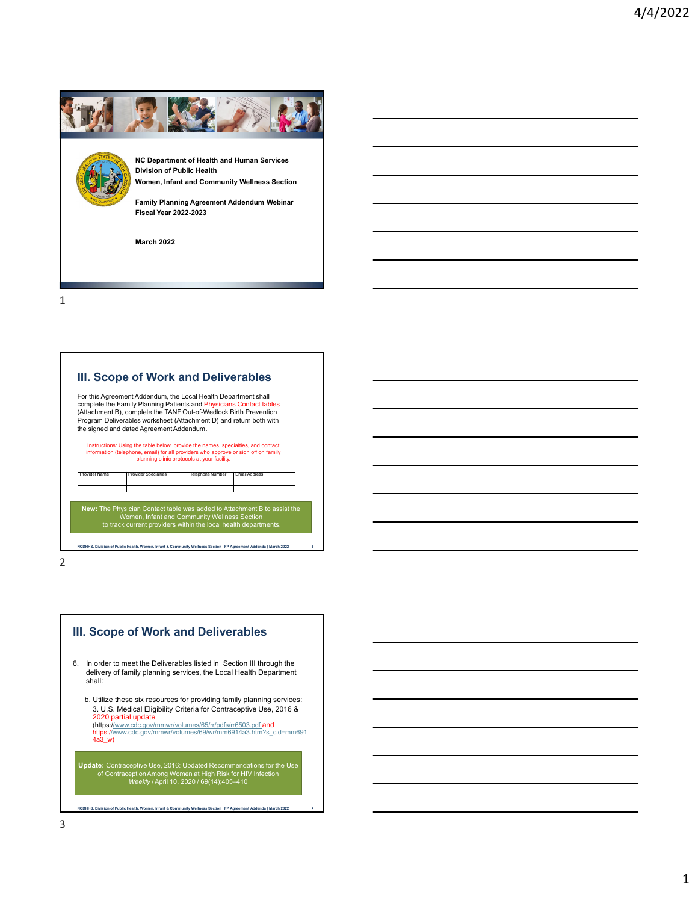NC Department of Health and Human Services
Division of Public Health
Women, Infant and Community Wellness Section

Family Planning Agreement Addendum Webinar
Fiscal Year 2022-2023

March 2022

## III. Scope of Work and Deliverables

For this Agreement Addendum, the Local Health Department shall complete the Family Planning Patients and Physicians Contact tables (Attachment B), complete the TANF Out-of-Wedlock Birth Prevention Program Deliverables worksheet (Attachment D) and return both with the signed and dated Agreement Addendum.

Instructions: Using the table below, provide the names, specialties, and contact information (telephone, email) for all providers who approve or sign off on family planning clinic protocols at your facility.

| Provider Name | Provider Specialties | Telephone Number | Email Address |
| --- | --- | --- | --- |
| | | | |
| | | | |

**New:** The Physician Contact table was added to Attachment B to assist the Women, Infant and Community Wellness Section to track current providers within the local health departments.

## III. Scope of Work and Deliverables

6. In order to meet the Deliverables listed in Section III through the delivery of family planning services, the Local Health Department shall:

   b. Utilize these six resources for providing family planning services:
   3. U.S. Medical Eligibility Criteria for Contraceptive Use, 2016 & 2020 partial update (https://www.cdc.gov/mmwr/volumes/65/rr/pdfs/rr6503.pdf and https://www.cdc.gov/mmwr/volumes/69/wr/mm6914a3.htm?s_cid=mm6914a3_w)

**Update:** Contraceptive Use, 2016: Updated Recommendations for the Use of Contraception Among Women at High Risk for HIV Infection *Weekly* / April 10, 2020 / 69(14);405–410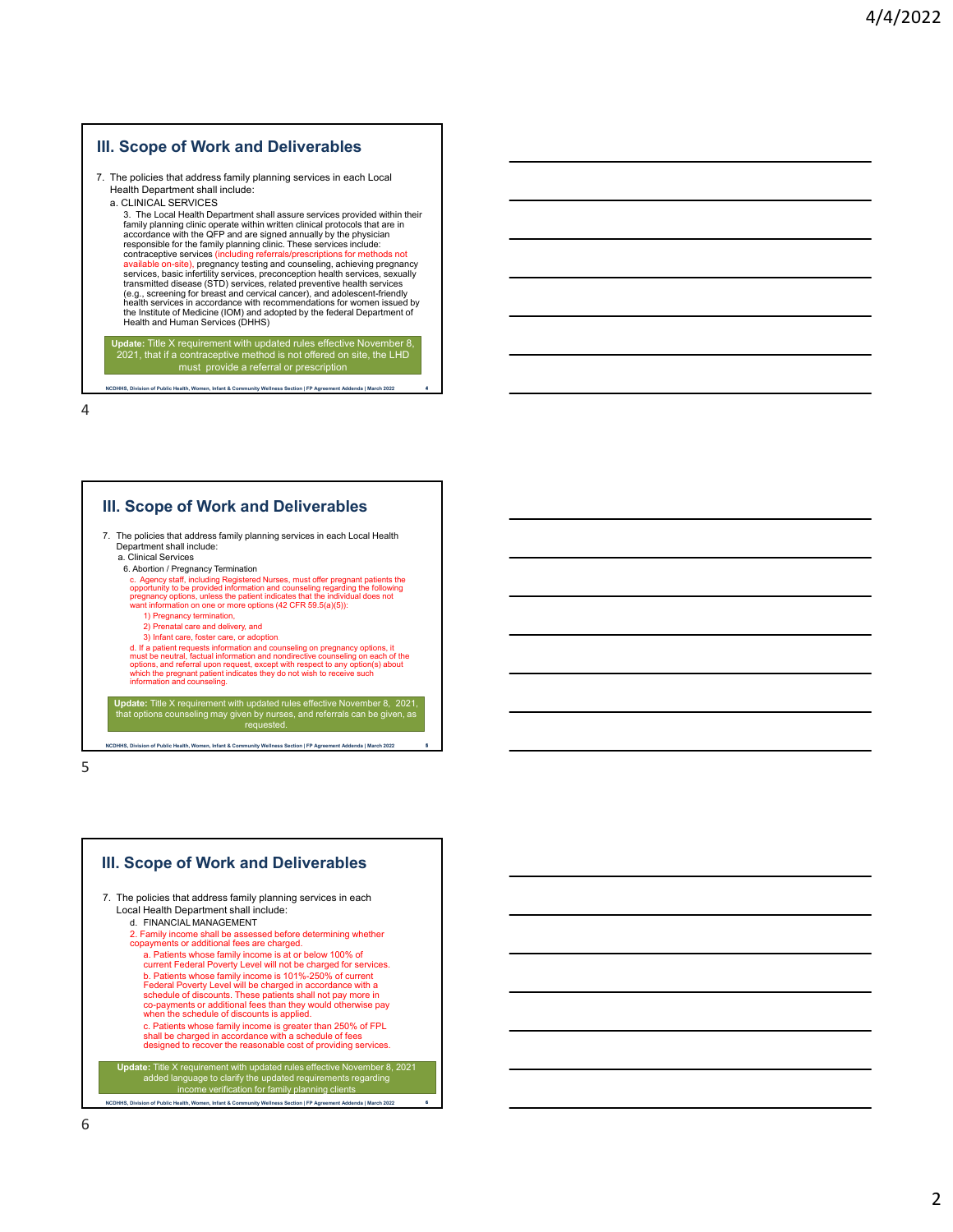## III. Scope of Work and Deliverables

7. The policies that address family planning services in each Local Health Department shall include:
   a. CLINICAL SERVICES
      3. The Local Health Department shall assure services provided within their family planning clinic operate within written clinical protocols that are in accordance with the QFP and are signed annually by the physician responsible for the family planning clinic. These services include: contraceptive services (including referrals/prescriptions for methods not available on-site), pregnancy testing and counseling, achieving pregnancy services, basic infertility services, preconception health services, sexually transmitted disease (STD) services, related preventive health services (e.g., screening for breast and cervical cancer), and adolescent-friendly health services in accordance with recommendations for women issued by the Institute of Medicine (IOM) and adopted by the federal Department of Health and Human Services (DHHS)

**Update:** Title X requirement with updated rules effective November 8, 2021, that if a contraceptive method is not offered on site, the LHD must provide a referral or prescription

NCDHHS, Division of Public Health, Women, Infant & Community Wellness Section | FP Agreement Addenda | March 2022

## III. Scope of Work and Deliverables

7. The policies that address family planning services in each Local Health Department shall include:
   a. Clinical Services
      6. Abortion / Pregnancy Termination
         c. Agency staff, including Registered Nurses, must offer pregnant patients the opportunity to be provided information and counseling regarding the following pregnancy options, unless the patient indicates that the individual does not want information on one or more options (42 CFR 59.5(a)(5)):
            1) Pregnancy termination,
            2) Prenatal care and delivery, and
            3) Infant care, foster care, or adoption.
         d. If a patient requests information and counseling on pregnancy options, it must be neutral, factual information and nondirective counseling on each of the options, and referral upon request, except with respect to any option(s) about which the pregnant patient indicates they do not wish to receive such information and counseling.

**Update:** Title X requirement with updated rules effective November 8, 2021, that options counseling may given by nurses, and referrals can be given, as requested.

NCDHHS, Division of Public Health, Women, Infant & Community Wellness Section | FP Agreement Addenda | March 2022

## III. Scope of Work and Deliverables

7. The policies that address family planning services in each Local Health Department shall include:
   d. FINANCIAL MANAGEMENT
      2. Family income shall be assessed before determining whether copayments or additional fees are charged.
         a. Patients whose family income is at or below 100% of current Federal Poverty Level will not be charged for services.
         b. Patients whose family income is 101%-250% of current Federal Poverty Level will be charged in accordance with a schedule of discounts. These patients shall not pay more in co-payments or additional fees than they would otherwise pay when the schedule of discounts is applied.
         c. Patients whose family income is greater than 250% of FPL shall be charged in accordance with a schedule of fees designed to recover the reasonable cost of providing services.

**Update:** Title X requirement with updated rules effective November 8, 2021 added language to clarify the updated requirements regarding income verification for family planning clients

NCDHHS, Division of Public Health, Women, Infant & Community Wellness Section | FP Agreement Addenda | March 2022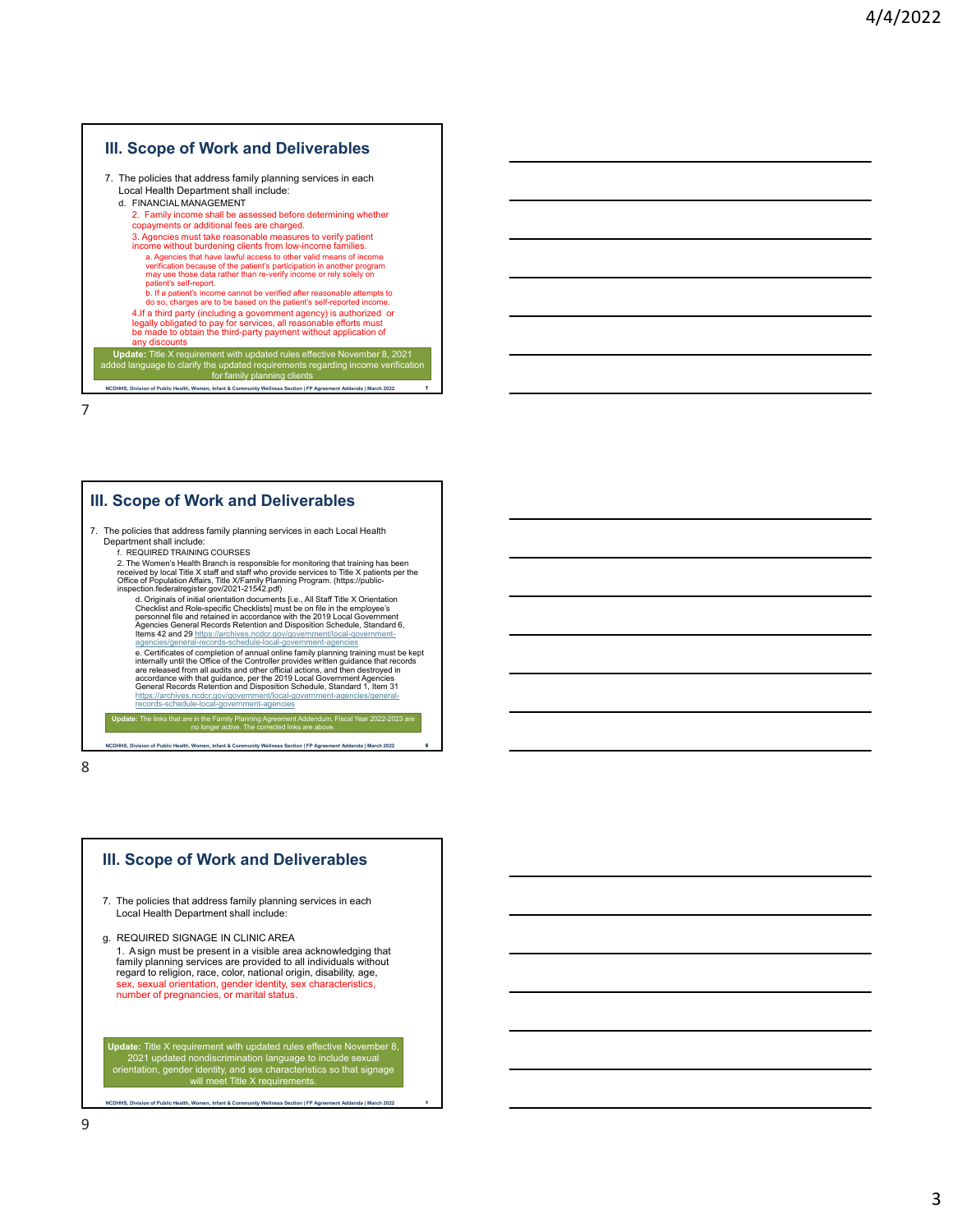## III. Scope of Work and Deliverables

7. The policies that address family planning services in each Local Health Department shall include:
   d. FINANCIAL MANAGEMENT
      2. Family income shall be assessed before determining whether copayments or additional fees are charged.
      3. Agencies must take reasonable measures to verify patient income without burdening clients from low-income families.
         a. Agencies that have lawful access to other valid means of income verification because of the patient's participation in another program may use those data rather than re-verify income or rely solely on patient's self-report.
         b. If a patient's income cannot be verified after reasonable attempts to do so, charges are to be based on the patient's self-reported income.
      4. If a third party (including a government agency) is authorized or legally obligated to pay for services, all reasonable efforts must be made to obtain the third-party payment without application of any discounts

**Update:** Title X requirement with updated rules effective November 8, 2021 added language to clarify the updated requirements regarding income verification for family planning clients

NCDHHS, Division of Public Health, Women, Infant & Community Wellness Section | FP Agreement Addenda | March 2022

7

## III. Scope of Work and Deliverables

7. The policies that address family planning services in each Local Health Department shall include:
   f. REQUIRED TRAINING COURSES
   2. The Women's Health Branch is responsible for monitoring that training has been received by local Title X staff and staff who provide services to Title X patients per the Office of Population Affairs, Title X/Family Planning Program. (https://public-inspection.federalregister.gov/2021-21542.pdf)
      d. Originals of initial orientation documents [i.e., All Staff Title X Orientation Checklist and Role-specific Checklists] must be on file in the employee's personnel file and retained in accordance with the 2019 Local Government Agencies General Records Retention and Disposition Schedule, Standard 6, Items 42 and 29 https://archives.ncdcr.gov/government/local-government-agencies/general-records-schedule-local-government-agencies
      e. Certificates of completion of annual online family planning training must be kept internally until the Office of the Controller provides written guidance that records are released from all audits and other official actions, and then destroyed in accordance with that guidance, per the 2019 Local Government Agencies General Records Retention and Disposition Schedule, Standard 1, Item 31 https://archives.ncdcr.gov/government/local-government-agencies/general-records-schedule-local-government-agencies

**Update:** The links that are in the Family Planning Agreement Addendum, Fiscal Year 2022-2023 are no longer active. The corrected links are above.

NCDHHS, Division of Public Health, Women, Infant & Community Wellness Section | FP Agreement Addenda | March 2022

8

## III. Scope of Work and Deliverables

7. The policies that address family planning services in each Local Health Department shall include:

g. REQUIRED SIGNAGE IN CLINIC AREA
   1. A sign must be present in a visible area acknowledging that family planning services are provided to all individuals without regard to religion, race, color, national origin, disability, age, sex, sexual orientation, gender identity, sex characteristics, number of pregnancies, or marital status.

**Update:** Title X requirement with updated rules effective November 8, 2021 updated nondiscrimination language to include sexual orientation, gender identity, and sex characteristics so that signage will meet Title X requirements.

NCDHHS, Division of Public Health, Women, Infant & Community Wellness Section | FP Agreement Addenda | March 2022

9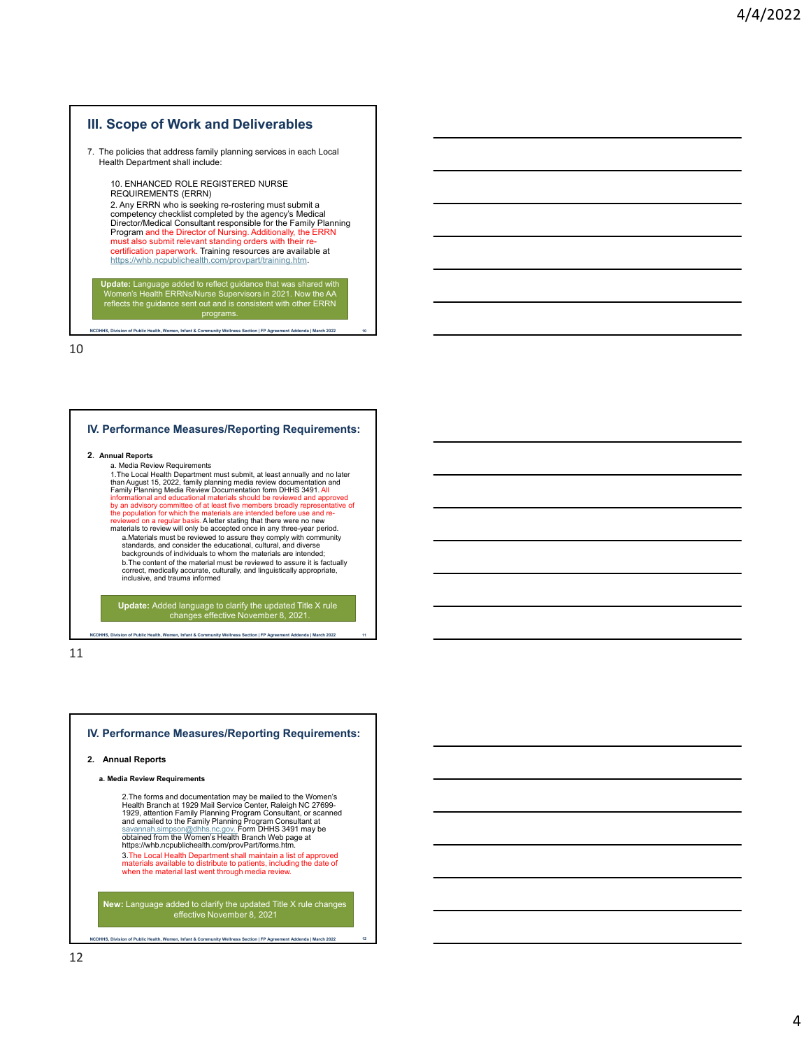## III. Scope of Work and Deliverables

7. The policies that address family planning services in each Local Health Department shall include:

   10. ENHANCED ROLE REGISTERED NURSE REQUIREMENTS (ERRN)
   2. Any ERRN who is seeking re-rostering must submit a competency checklist completed by the agency's Medical Director/Medical Consultant responsible for the Family Planning Program and the Director of Nursing. Additionally, the ERRN must also submit relevant standing orders with their re-certification paperwork. Training resources are available at https://whb.ncpublichealth.com/provpart/training.htm.

**Update:** Language added to reflect guidance that was shared with Women's Health ERRNs/Nurse Supervisors in 2021. Now the AA reflects the guidance sent out and is consistent with other ERRN programs.

## IV. Performance Measures/Reporting Requirements:

**2. Annual Reports**

a. Media Review Requirements

1. The Local Health Department must submit, at least annually and no later than August 15, 2022, family planning media review documentation and Family Planning Media Review Documentation form DHHS 3491. All informational and educational materials should be reviewed and approved by an advisory committee of at least five members broadly representative of the population for which the materials are intended before use and re-reviewed on a regular basis. A letter stating that there were no new materials to review will only be accepted once in any three-year period.
   a. Materials must be reviewed to assure they comply with community standards, and consider the educational, cultural, and diverse backgrounds of individuals to whom the materials are intended;
   b. The content of the material must be reviewed to assure it is factually correct, medically accurate, culturally, and linguistically appropriate, inclusive, and trauma informed

**Update:** Added language to clarify the updated Title X rule changes effective November 8, 2021.

## IV. Performance Measures/Reporting Requirements:

**2. Annual Reports**

**a. Media Review Requirements**

2. The forms and documentation may be mailed to the Women's Health Branch at 1929 Mail Service Center, Raleigh NC 27699-1929, attention Family Planning Program Consultant, or scanned and emailed to the Family Planning Program Consultant at savannah.simpson@dhhs.nc.gov. Form DHHS 3491 may be obtained from the Women's Health Branch Web page at https://whb.ncpublichealth.com/provPart/forms.htm.
3. The Local Health Department shall maintain a list of approved materials available to distribute to patients, including the date of when the material last went through media review.

**New:** Language added to clarify the updated Title X rule changes effective November 8, 2021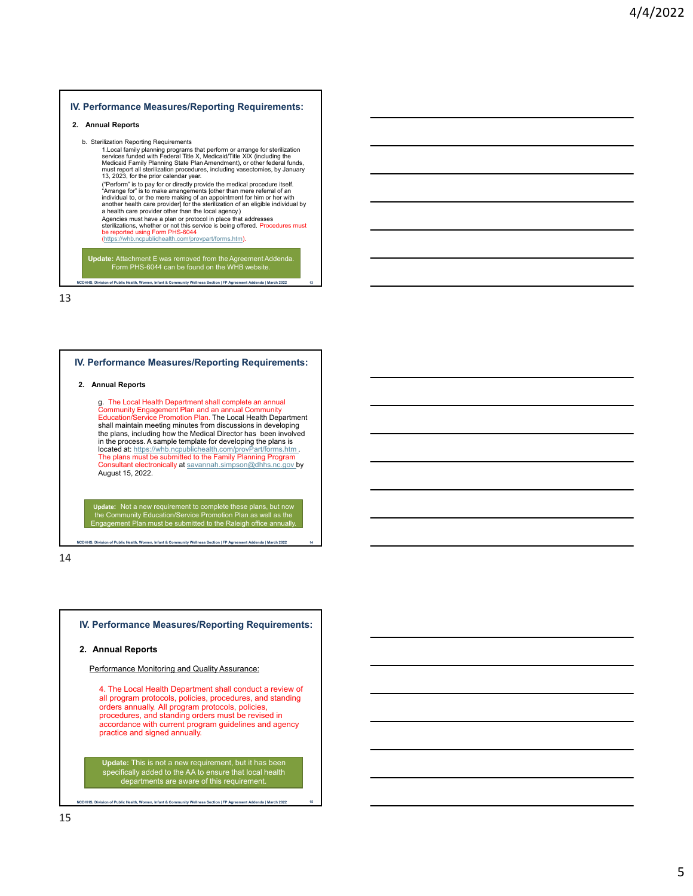## IV. Performance Measures/Reporting Requirements:

**2. Annual Reports**

b. Sterilization Reporting Requirements

1.Local family planning programs that perform or arrange for sterilization services funded with Federal Title X, Medicaid/Title XIX (including the Medicaid Family Planning State Plan Amendment), or other federal funds, must report all sterilization procedures, including vasectomies, by January 13, 2023, for the prior calendar year.

("Perform" is to pay for or directly provide the medical procedure itself. "Arrange for" is to make arrangements [other than mere referral of an individual to, or the mere making of an appointment for him or her with another health care provider] for the sterilization of an eligible individual by a health care provider other than the local agency.)

Agencies must have a plan or protocol in place that addresses sterilizations, whether or not this service is being offered. Procedures must be reported using Form PHS-6044 (https://whb.ncpublichealth.com/provpart/forms.htm).

**Update:** Attachment E was removed from the Agreement Addenda. Form PHS-6044 can be found on the WHB website.

## IV. Performance Measures/Reporting Requirements:

**2. Annual Reports**

g. The Local Health Department shall complete an annual Community Engagement Plan and an annual Community Education/Service Promotion Plan. The Local Health Department shall maintain meeting minutes from discussions in developing the plans, including how the Medical Director has been involved in the process. A sample template for developing the plans is located at: https://whb.ncpublichealth.com/provPart/forms.htm . The plans must be submitted to the Family Planning Program Consultant electronically at savannah.simpson@dhhs.nc.gov by August 15, 2022.

**Update:** Not a new requirement to complete these plans, but now the Community Education/Service Promotion Plan as well as the Engagement Plan must be submitted to the Raleigh office annually.

## IV. Performance Measures/Reporting Requirements:

**2. Annual Reports**

Performance Monitoring and Quality Assurance:

4. The Local Health Department shall conduct a review of all program protocols, policies, procedures, and standing orders annually. All program protocols, policies, procedures, and standing orders must be revised in accordance with current program guidelines and agency practice and signed annually.

**Update:** This is not a new requirement, but it has been specifically added to the AA to ensure that local health departments are aware of this requirement.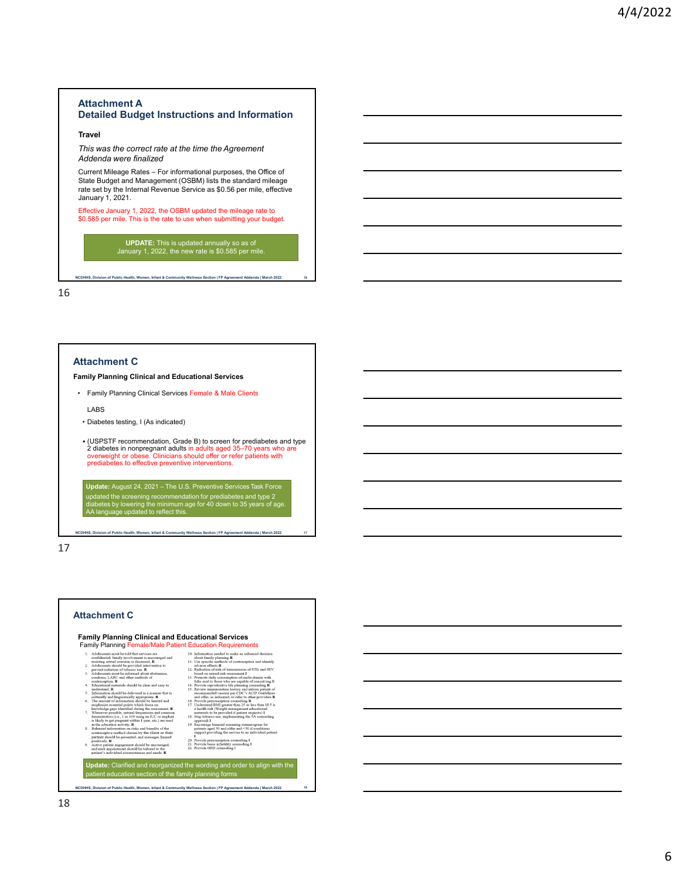## Attachment A
### Detailed Budget Instructions and Information

**Travel**

*This was the correct rate at the time the Agreement Addenda were finalized*

Current Mileage Rates – For informational purposes, the Office of State Budget and Management (OSBM) lists the standard mileage rate set by the Internal Revenue Service as $0.56 per mile, effective January 1, 2021.

Effective January 1, 2022, the OSBM updated the mileage rate to $0.585 per mile. This is the rate to use when submitting your budget.

**UPDATE:** This is updated annually so as of January 1, 2022, the new rate is $0.585 per mile.

NCDHHS, Division of Public Health, Women, Infant & Community Wellness Section | FP Agreement Addenda | March 2022

## Attachment C

**Family Planning Clinical and Educational Services**

- Family Planning Clinical Services Female & Male Clients

LABS

- Diabetes testing, I (As indicated)

- (USPSTF recommendation, Grade B) to screen for prediabetes and type 2 diabetes in nonpregnant adults in adults aged 35–70 years who are overweight or obese. Clinicians should offer or refer patients with prediabetes to effective preventive interventions.

**Update:** August 24, 2021 – The U.S. Preventive Services Task Force updated the screening recommendation for prediabetes and type 2 diabetes by lowering the minimum age for 40 down to 35 years of age. AA language updated to reflect this.

NCDHHS, Division of Public Health, Women, Infant & Community Wellness Section | FP Agreement Addenda | March 2022

## Attachment C

**Family Planning Clinical and Educational Services**

Family Planning Female/Male Patient Education Requirements

1. Adolescents must be told that services are confidential, family involvement is encouraged and resisting sexual coercion is discussed. R
2. Adolescents should be provided intervention to prevent initiation of tobacco use. R
3. Adolescents must be informed about abstinence, condoms, LARC and other methods of contraception. R
4. Educational materials should be clear and easy to understand. R
5. Information should be delivered in a manner that is culturally and linguistically appropriate. R
6. The amount of information should be limited and emphasize essential points which focus on knowledge gaps identified during the assessment. R
7. Whenever possible, natural frequencies and common denominators (i.e., 1 in 100 using an IUC or implant is likely to get pregnant within 1 year, etc.) are used in the education activity. R
8. Balanced information on risks and benefits of the contraceptive method chosen by the client or their partner should be presented, and messages framed positively. R
9. Active patient engagement should be encouraged, and each appointment should be tailored to the patient's individual circumstances and needs. R
10. Information needed to make an informed decision about family planning R
11. Use specific methods of contraception and identify adverse effects R
12. Reduction of risk of transmission of STIs and HIV based on sexual risk assessment I
13. Promote daily consumption of multivitamin with folic acid to those who are capable of conceiving R
14. Provide reproductive life planning counseling R
15. Review immunization history and inform patient of recommended vaccine per CDC's ACIP Guidelines and offer, as indicated, or refer to other providers R
16. Provide preconception counseling R
17. Understand BMI greater than 25 or less than 18.5 is a health risk (Weight management educational materials to be provided if patient requests) I
18. Stop tobacco use, implementing the 5A counseling approach I
19. Encourage biennial screening mammograms for patients aged 50 and older and <50 if conditions support providing the service to an individual patient I
20. Provide preconception counseling I
21. Provide basic infertility counseling I
22. Provide GED counseling I

**Update:** Clarified and reorganized the wording and order to align with the patient education section of the family planning forms

NCDHHS, Division of Public Health, Women, Infant & Community Wellness Section | FP Agreement Addenda | March 2022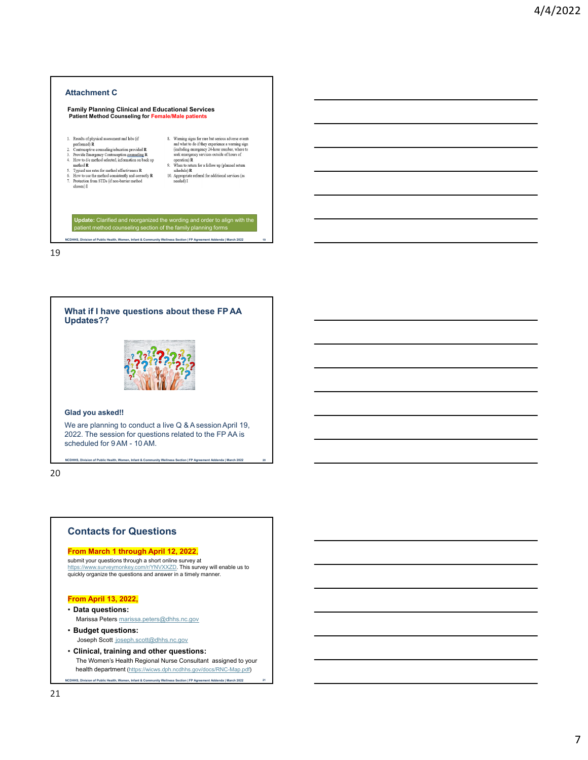## Attachment C

**Family Planning Clinical and Educational Services**
**Patient Method Counseling for Female/Male patients**

1. Results of physical assessment and labs (if performed) **R**
2. Contraceptive counseling/education provided **R**
3. Provide Emergency Contraception counseling **R**
4. How to d/c method selected, information on back up method **R**
5. Typical use rates for method effectiveness **R**
6. How to use the method consistently and correctly **R**
7. Protection from STDs (if non-barrier method chosen) I
8. Warning signs for rare but serious adverse events and what to do if they experience a warning sign (including emergency 24-hour number, where to seek emergency services outside of hours of operation) **R**
9. When to return for a follow up (planned return schedule) **R**
10. Appropriate referral for additional services (as needed) I

**Update:** Clarified and reorganized the wording and order to align with the patient method counseling section of the family planning forms

NCDHHS, Division of Public Health, Women, Infant & Community Wellness Section | FP Agreement Addenda | March 2022

## What if I have questions about these FP AA Updates??

**Glad you asked!!**

We are planning to conduct a live Q & A session April 19, 2022. The session for questions related to the FP AA is scheduled for 9 AM - 10 AM.

NCDHHS, Division of Public Health, Women, Infant & Community Wellness Section | FP Agreement Addenda | March 2022

## Contacts for Questions

**From March 1 through April 12, 2022,**

submit your questions through a short online survey at https://www.surveymonkey.com/r/YNVXXZD. This survey will enable us to quickly organize the questions and answer in a timely manner.

**From April 13, 2022,**

- **Data questions:**
  Marissa Peters marissa.peters@dhhs.nc.gov
- **Budget questions:**
  Joseph Scott joseph.scott@dhhs.nc.gov
- **Clinical, training and other questions:**
  The Women's Health Regional Nurse Consultant assigned to your health department (https://wicws.dph.ncdhhs.gov/docs/RNC-Map.pdf)

NCDHHS, Division of Public Health, Women, Infant & Community Wellness Section | FP Agreement Addenda | March 2022